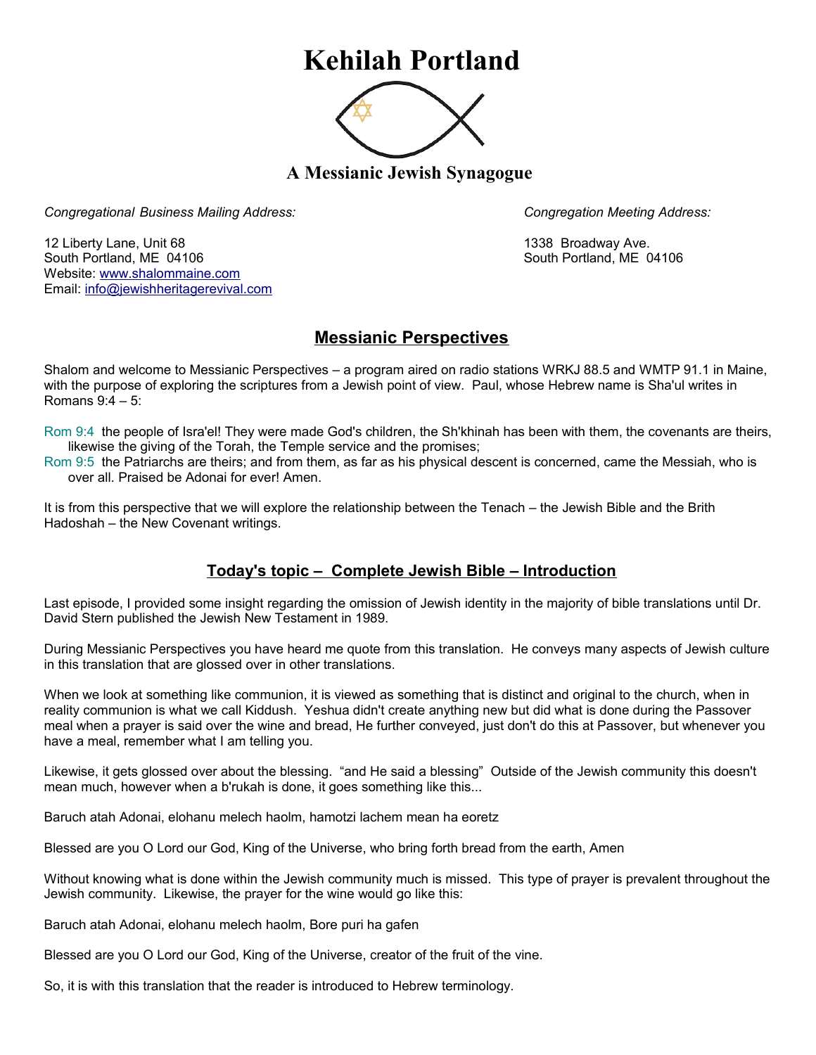# Kehilah Portland

## A Messianic Jewish Synagogue

*Congregational Business Mailing Address:*

12 Liberty Lane, Unit 68
South Portland, ME 04106
Website: www.shalommaine.com
Email: info@jewishheritagerevival.com

*Congregation Meeting Address:*

1338 Broadway Ave.
South Portland, ME 04106

## Messianic Perspectives

Shalom and welcome to Messianic Perspectives – a program aired on radio stations WRKJ 88.5 and WMTP 91.1 in Maine, with the purpose of exploring the scriptures from a Jewish point of view. Paul, whose Hebrew name is Sha'ul writes in Romans 9:4 – 5:

Rom 9:4 the people of Isra'el! They were made God's children, the Sh'khinah has been with them, the covenants are theirs, likewise the giving of the Torah, the Temple service and the promises;
Rom 9:5 the Patriarchs are theirs; and from them, as far as his physical descent is concerned, came the Messiah, who is over all. Praised be Adonai for ever! Amen.

It is from this perspective that we will explore the relationship between the Tenach – the Jewish Bible and the Brith Hadoshah – the New Covenant writings.

## Today's topic – Complete Jewish Bible – Introduction

Last episode, I provided some insight regarding the omission of Jewish identity in the majority of bible translations until Dr. David Stern published the Jewish New Testament in 1989.

During Messianic Perspectives you have heard me quote from this translation. He conveys many aspects of Jewish culture in this translation that are glossed over in other translations.

When we look at something like communion, it is viewed as something that is distinct and original to the church, when in reality communion is what we call Kiddush. Yeshua didn't create anything new but did what is done during the Passover meal when a prayer is said over the wine and bread, He further conveyed, just don't do this at Passover, but whenever you have a meal, remember what I am telling you.

Likewise, it gets glossed over about the blessing. "and He said a blessing" Outside of the Jewish community this doesn't mean much, however when a b'rukah is done, it goes something like this...

Baruch atah Adonai, elohanu melech haolm, hamotzi lachem mean ha eoretz

Blessed are you O Lord our God, King of the Universe, who bring forth bread from the earth, Amen

Without knowing what is done within the Jewish community much is missed. This type of prayer is prevalent throughout the Jewish community. Likewise, the prayer for the wine would go like this:

Baruch atah Adonai, elohanu melech haolm, Bore puri ha gafen

Blessed are you O Lord our God, King of the Universe, creator of the fruit of the vine.

So, it is with this translation that the reader is introduced to Hebrew terminology.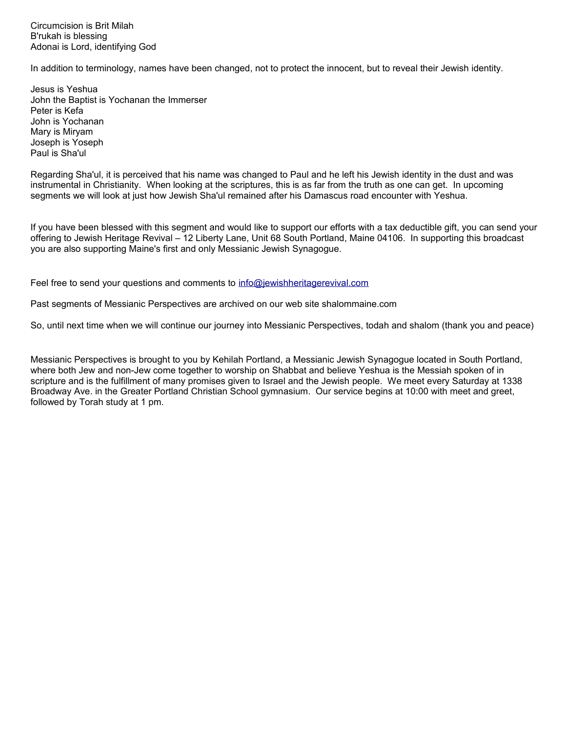Circumcision is Brit Milah
B'rukah is blessing
Adonai is Lord, identifying God

In addition to terminology, names have been changed, not to protect the innocent, but to reveal their Jewish identity.

Jesus is Yeshua
John the Baptist is Yochanan the Immerser
Peter is Kefa
John is Yochanan
Mary is Miryam
Joseph is Yoseph
Paul is Sha'ul

Regarding Sha'ul, it is perceived that his name was changed to Paul and he left his Jewish identity in the dust and was instrumental in Christianity. When looking at the scriptures, this is as far from the truth as one can get. In upcoming segments we will look at just how Jewish Sha'ul remained after his Damascus road encounter with Yeshua.

If you have been blessed with this segment and would like to support our efforts with a tax deductible gift, you can send your offering to Jewish Heritage Revival – 12 Liberty Lane, Unit 68 South Portland, Maine 04106. In supporting this broadcast you are also supporting Maine's first and only Messianic Jewish Synagogue.

Feel free to send your questions and comments to info@jewishheritagerevival.com

Past segments of Messianic Perspectives are archived on our web site shalommaine.com

So, until next time when we will continue our journey into Messianic Perspectives, todah and shalom (thank you and peace)

Messianic Perspectives is brought to you by Kehilah Portland, a Messianic Jewish Synagogue located in South Portland, where both Jew and non-Jew come together to worship on Shabbat and believe Yeshua is the Messiah spoken of in scripture and is the fulfillment of many promises given to Israel and the Jewish people. We meet every Saturday at 1338 Broadway Ave. in the Greater Portland Christian School gymnasium. Our service begins at 10:00 with meet and greet, followed by Torah study at 1 pm.